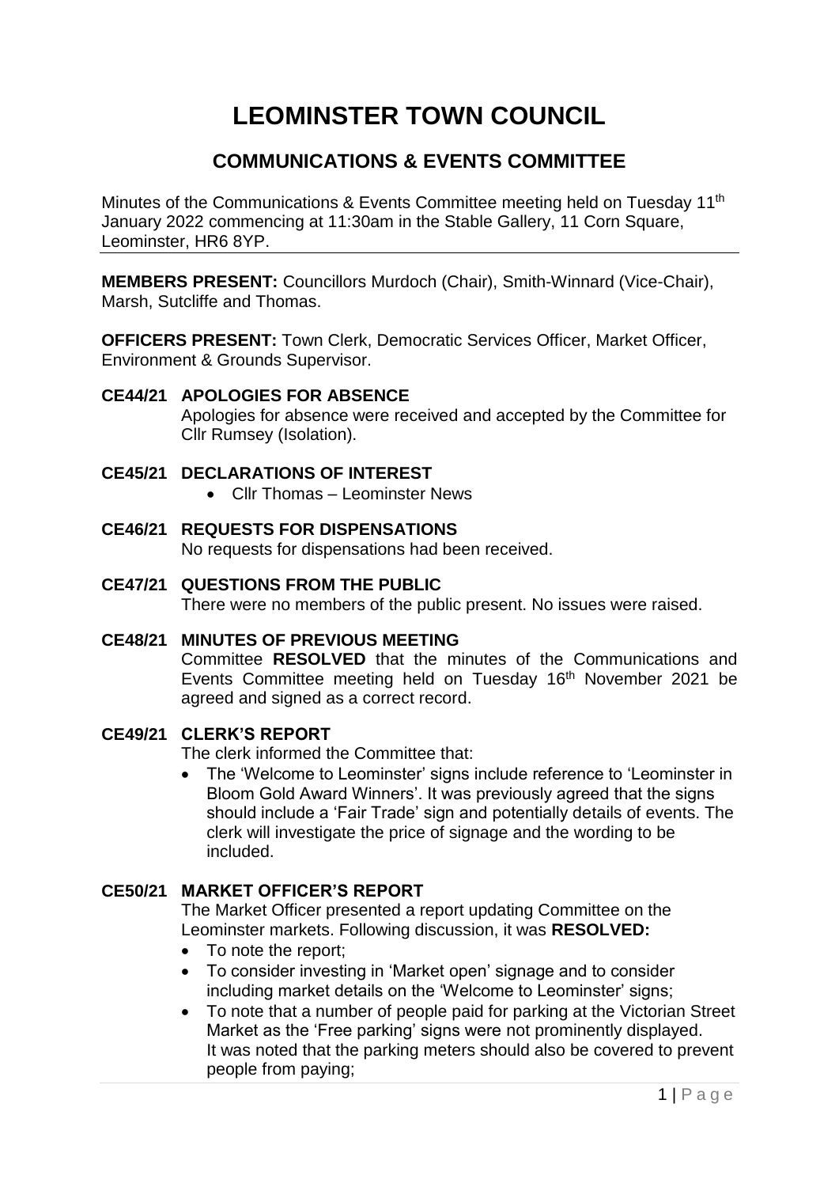# LEOMINSTER TOWN COUNCIL

## COMMUNICATIONS & EVENTS COMMITTEE

Minutes of the Communications & Events Committee meeting held on Tuesday 11th January 2022 commencing at 11:30am in the Stable Gallery, 11 Corn Square, Leominster, HR6 8YP.

---

**MEMBERS PRESENT:** Councillors Murdoch (Chair), Smith-Winnard (Vice-Chair), Marsh, Sutcliffe and Thomas.

**OFFICERS PRESENT:** Town Clerk, Democratic Services Officer, Market Officer, Environment & Grounds Supervisor.

**CE44/21 APOLOGIES FOR ABSENCE**

Apologies for absence were received and accepted by the Committee for Cllr Rumsey (Isolation).

**CE45/21 DECLARATIONS OF INTEREST**

- Cllr Thomas – Leominster News

**CE46/21 REQUESTS FOR DISPENSATIONS**

No requests for dispensations had been received.

**CE47/21 QUESTIONS FROM THE PUBLIC**

There were no members of the public present. No issues were raised.

**CE48/21 MINUTES OF PREVIOUS MEETING**

Committee **RESOLVED** that the minutes of the Communications and Events Committee meeting held on Tuesday 16th November 2021 be agreed and signed as a correct record.

**CE49/21 CLERK'S REPORT**

The clerk informed the Committee that:

- The 'Welcome to Leominster' signs include reference to 'Leominster in Bloom Gold Award Winners'. It was previously agreed that the signs should include a 'Fair Trade' sign and potentially details of events. The clerk will investigate the price of signage and the wording to be included.

**CE50/21 MARKET OFFICER'S REPORT**

The Market Officer presented a report updating Committee on the Leominster markets. Following discussion, it was **RESOLVED:**

- To note the report;
- To consider investing in 'Market open' signage and to consider including market details on the 'Welcome to Leominster' signs;
- To note that a number of people paid for parking at the Victorian Street Market as the 'Free parking' signs were not prominently displayed. It was noted that the parking meters should also be covered to prevent people from paying;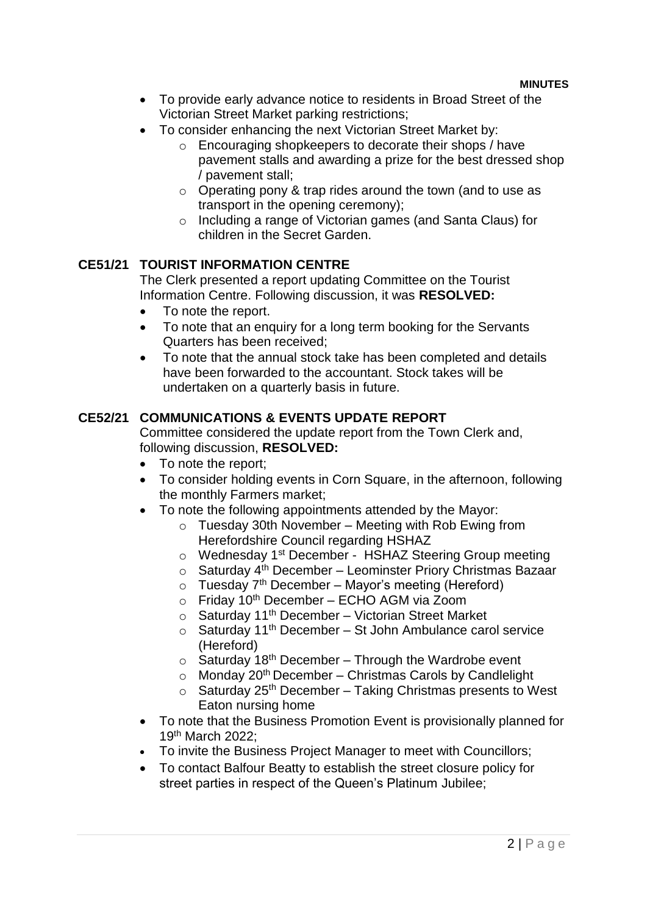- To provide early advance notice to residents in Broad Street of the Victorian Street Market parking restrictions;
- To consider enhancing the next Victorian Street Market by:
    - Encouraging shopkeepers to decorate their shops / have pavement stalls and awarding a prize for the best dressed shop / pavement stall;
    - Operating pony & trap rides around the town (and to use as transport in the opening ceremony);
    - Including a range of Victorian games (and Santa Claus) for children in the Secret Garden.

## CE51/21 TOURIST INFORMATION CENTRE

The Clerk presented a report updating Committee on the Tourist Information Centre. Following discussion, it was **RESOLVED:**

- To note the report.
- To note that an enquiry for a long term booking for the Servants Quarters has been received;
- To note that the annual stock take has been completed and details have been forwarded to the accountant. Stock takes will be undertaken on a quarterly basis in future.

## CE52/21 COMMUNICATIONS & EVENTS UPDATE REPORT

Committee considered the update report from the Town Clerk and, following discussion, **RESOLVED:**

- To note the report;
- To consider holding events in Corn Square, in the afternoon, following the monthly Farmers market;
- To note the following appointments attended by the Mayor:
    - Tuesday 30th November – Meeting with Rob Ewing from Herefordshire Council regarding HSHAZ
    - Wednesday 1st December - HSHAZ Steering Group meeting
    - Saturday 4th December – Leominster Priory Christmas Bazaar
    - Tuesday 7th December – Mayor's meeting (Hereford)
    - Friday 10th December – ECHO AGM via Zoom
    - Saturday 11th December – Victorian Street Market
    - Saturday 11th December – St John Ambulance carol service (Hereford)
    - Saturday 18th December – Through the Wardrobe event
    - Monday 20th December – Christmas Carols by Candlelight
    - Saturday 25th December – Taking Christmas presents to West Eaton nursing home
- To note that the Business Promotion Event is provisionally planned for 19th March 2022;
- To invite the Business Project Manager to meet with Councillors;
- To contact Balfour Beatty to establish the street closure policy for street parties in respect of the Queen's Platinum Jubilee;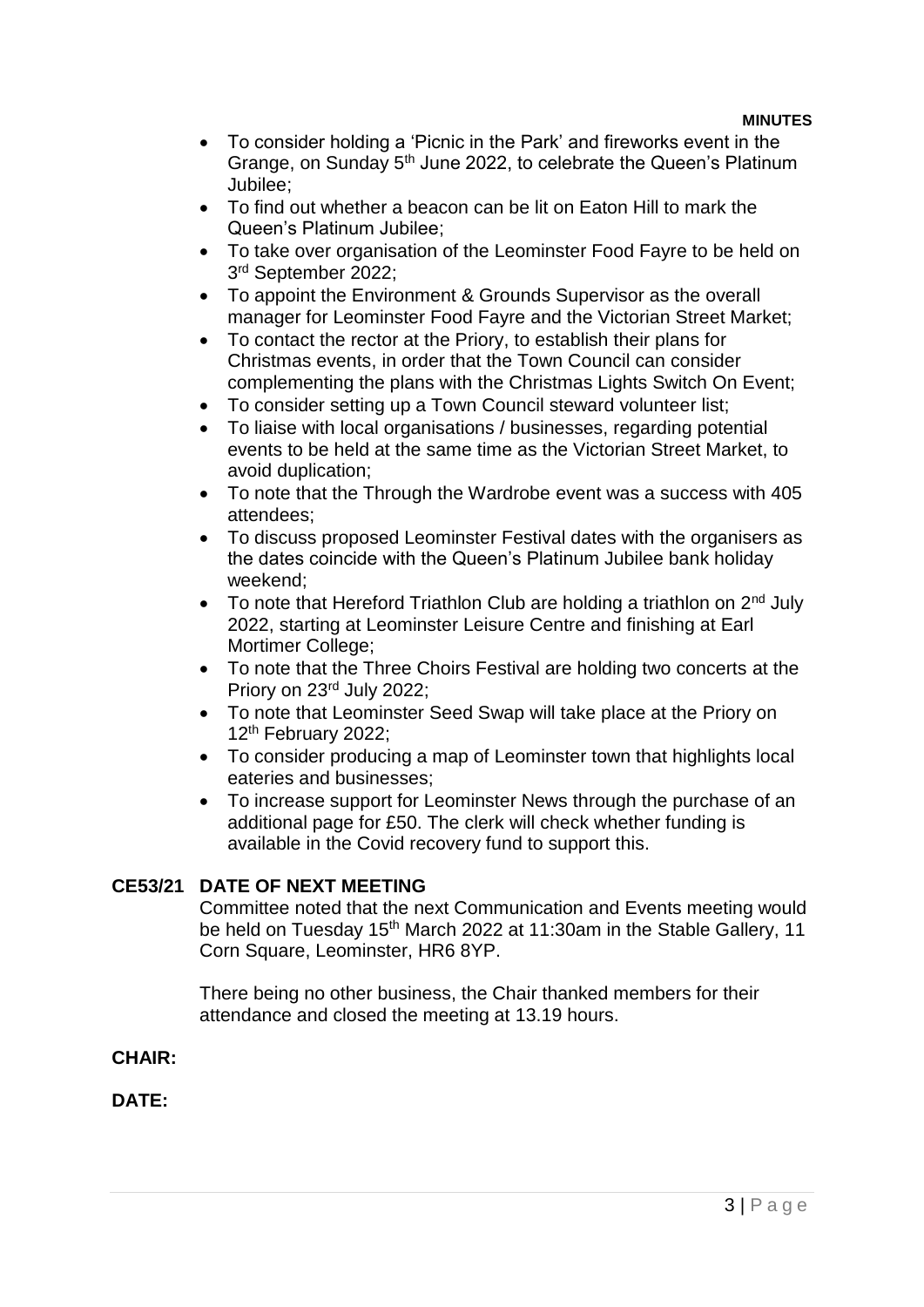- To consider holding a 'Picnic in the Park' and fireworks event in the Grange, on Sunday 5th June 2022, to celebrate the Queen's Platinum Jubilee;
- To find out whether a beacon can be lit on Eaton Hill to mark the Queen's Platinum Jubilee;
- To take over organisation of the Leominster Food Fayre to be held on 3rd September 2022;
- To appoint the Environment & Grounds Supervisor as the overall manager for Leominster Food Fayre and the Victorian Street Market;
- To contact the rector at the Priory, to establish their plans for Christmas events, in order that the Town Council can consider complementing the plans with the Christmas Lights Switch On Event;
- To consider setting up a Town Council steward volunteer list;
- To liaise with local organisations / businesses, regarding potential events to be held at the same time as the Victorian Street Market, to avoid duplication;
- To note that the Through the Wardrobe event was a success with 405 attendees;
- To discuss proposed Leominster Festival dates with the organisers as the dates coincide with the Queen's Platinum Jubilee bank holiday weekend;
- To note that Hereford Triathlon Club are holding a triathlon on 2nd July 2022, starting at Leominster Leisure Centre and finishing at Earl Mortimer College;
- To note that the Three Choirs Festival are holding two concerts at the Priory on 23rd July 2022;
- To note that Leominster Seed Swap will take place at the Priory on 12th February 2022;
- To consider producing a map of Leominster town that highlights local eateries and businesses;
- To increase support for Leominster News through the purchase of an additional page for £50. The clerk will check whether funding is available in the Covid recovery fund to support this.

## CE53/21 DATE OF NEXT MEETING

Committee noted that the next Communication and Events meeting would be held on Tuesday 15th March 2022 at 11:30am in the Stable Gallery, 11 Corn Square, Leominster, HR6 8YP.

There being no other business, the Chair thanked members for their attendance and closed the meeting at 13.19 hours.

**CHAIR:**

**DATE:**